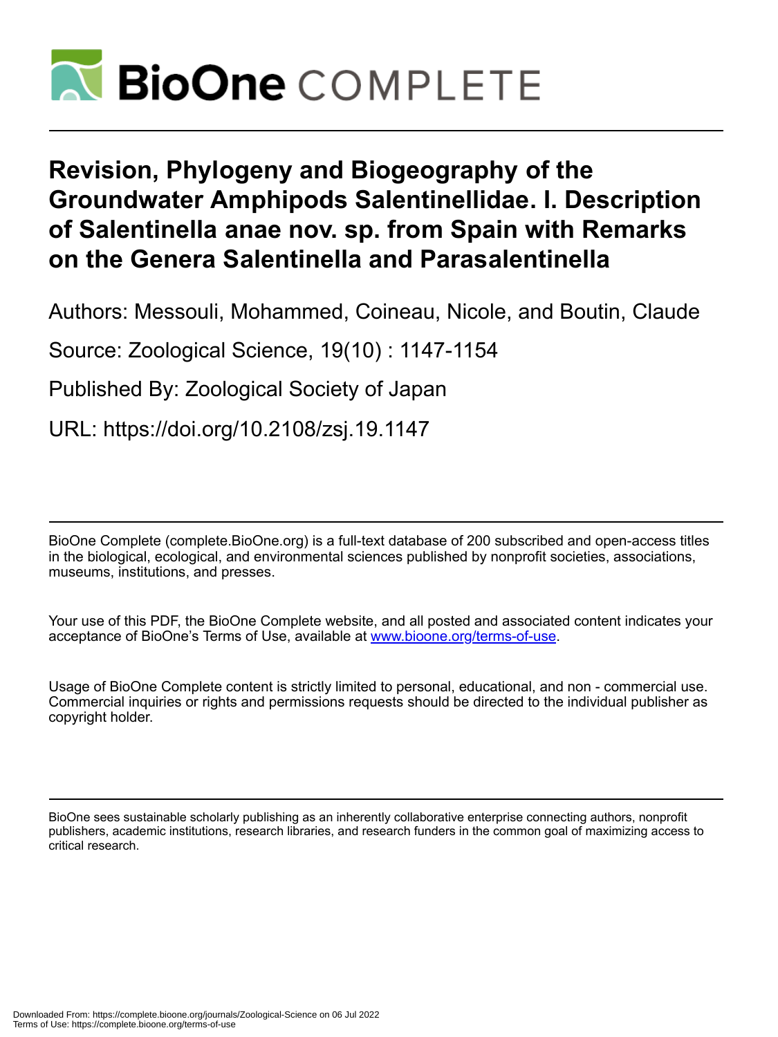# Revision, Phylogeny and Biogeography of the Groundwater Amphipods Salentinellidae. I. Description of Salentinella anae nov. sp. from Spain with Remarks on the Genera Salentinella and Parasalentinella

Authors: Messouli, Mohammed, Coineau, Nicole, and Boutin, Claude

Source: Zoological Science, 19(10) : 1147-1154

Published By: Zoological Society of Japan

URL: https://doi.org/10.2108/zsj.19.1147

BioOne Complete (complete.BioOne.org) is a full-text database of 200 subscribed and open-access titles in the biological, ecological, and environmental sciences published by nonprofit societies, associations, museums, institutions, and presses.

Your use of this PDF, the BioOne Complete website, and all posted and associated content indicates your acceptance of BioOne's Terms of Use, available at www.bioone.org/terms-of-use.

Usage of BioOne Complete content is strictly limited to personal, educational, and non - commercial use. Commercial inquiries or rights and permissions requests should be directed to the individual publisher as copyright holder.

BioOne sees sustainable scholarly publishing as an inherently collaborative enterprise connecting authors, nonprofit publishers, academic institutions, research libraries, and research funders in the common goal of maximizing access to critical research.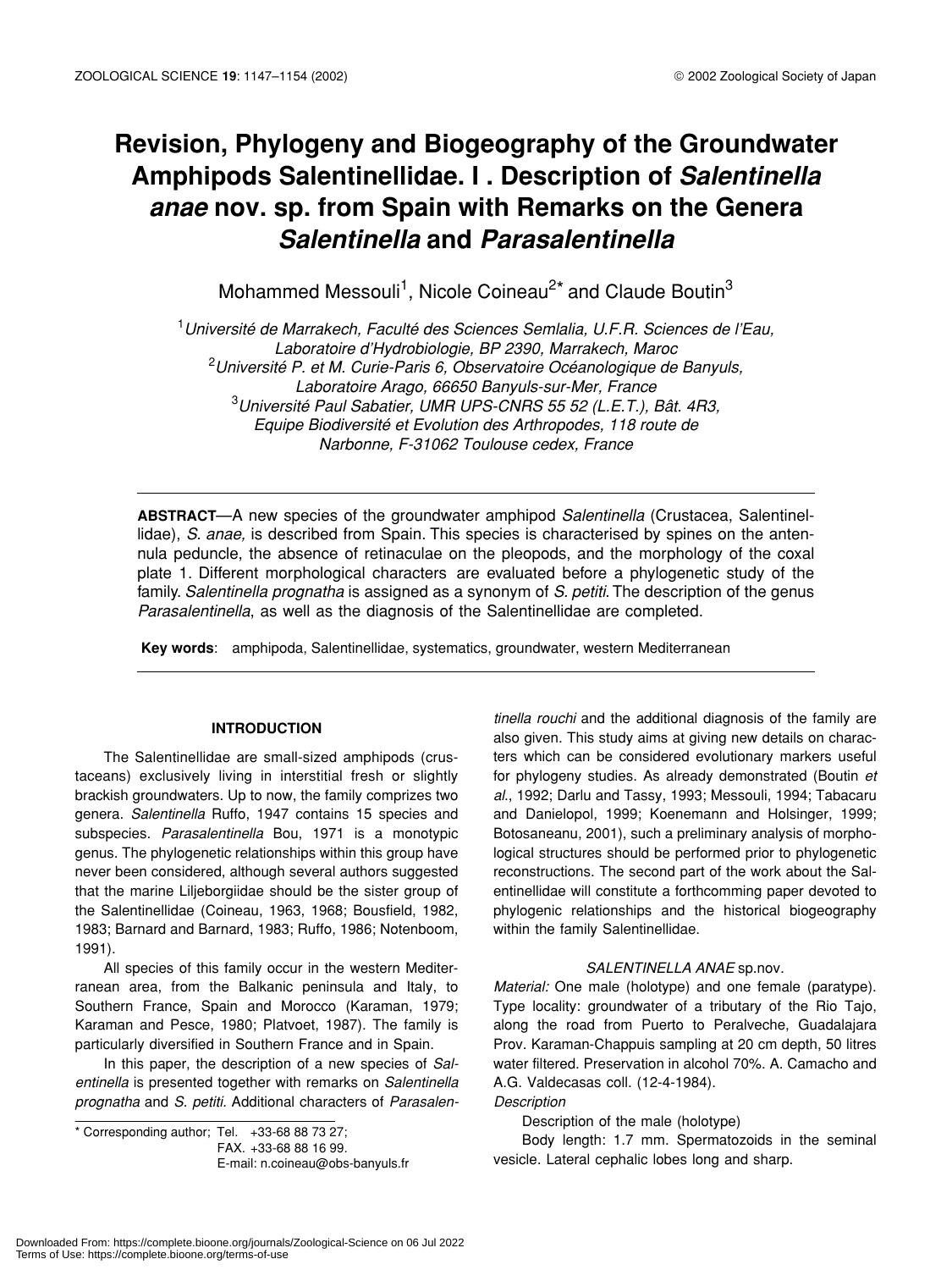# Revision, Phylogeny and Biogeography of the Groundwater Amphipods Salentinellidae. I . Description of *Salentinella anae* nov. sp. from Spain with Remarks on the Genera *Salentinella* and *Parasalentinella*

Mohammed Messouli[1], Nicole Coineau[2*] and Claude Boutin[3]

[1]*Université de Marrakech, Faculté des Sciences Semlalia, U.F.R. Sciences de l'Eau, Laboratoire d'Hydrobiologie, BP 2390, Marrakech, Maroc*
[2]*Université P. et M. Curie-Paris 6, Observatoire Océanologique de Banyuls, Laboratoire Arago, 66650 Banyuls-sur-Mer, France*
[3]*Université Paul Sabatier, UMR UPS-CNRS 55 52 (L.E.T.), Bât. 4R3, Equipe Biodiversité et Evolution des Arthropodes, 118 route de Narbonne, F-31062 Toulouse cedex, France*

**ABSTRACT**—A new species of the groundwater amphipod *Salentinella* (Crustacea, Salentinellidae), *S. anae,* is described from Spain. This species is characterised by spines on the antennula peduncle, the absence of retinaculae on the pleopods, and the morphology of the coxal plate 1. Different morphological characters are evaluated before a phylogenetic study of the family. *Salentinella prognatha* is assigned as a synonym of *S. petiti*. The description of the genus *Parasalentinella*, as well as the diagnosis of the Salentinellidae are completed.

**Key words**: amphipoda, Salentinellidae, systematics, groundwater, western Mediterranean

## INTRODUCTION

The Salentinellidae are small-sized amphipods (crustaceans) exclusively living in interstitial fresh or slightly brackish groundwaters. Up to now, the family comprizes two genera. *Salentinella* Ruffo, 1947 contains 15 species and subspecies. *Parasalentinella* Bou, 1971 is a monotypic genus. The phylogenetic relationships within this group have never been considered, although several authors suggested that the marine Liljeborgiidae should be the sister group of the Salentinellidae (Coineau, 1963, 1968; Bousfield, 1982, 1983; Barnard and Barnard, 1983; Ruffo, 1986; Notenboom, 1991).

All species of this family occur in the western Mediterranean area, from the Balkanic peninsula and Italy, to Southern France, Spain and Morocco (Karaman, 1979; Karaman and Pesce, 1980; Platvoet, 1987). The family is particularly diversified in Southern France and in Spain.

In this paper, the description of a new species of *Salentinella* is presented together with remarks on *Salentinella prognatha* and *S. petiti.* Additional characters of *Parasalentinella rouchi* and the additional diagnosis of the family are also given. This study aims at giving new details on characters which can be considered evolutionary markers useful for phylogeny studies. As already demonstrated (Boutin *et al*., 1992; Darlu and Tassy, 1993; Messouli, 1994; Tabacaru and Danielopol, 1999; Koenemann and Holsinger, 1999; Botosaneanu, 2001), such a preliminary analysis of morphological structures should be performed prior to phylogenetic reconstructions. The second part of the work about the Salentinellidae will constitute a forthcomming paper devoted to phylogenic relationships and the historical biogeography within the family Salentinellidae.

### *SALENTINELLA ANAE* sp.nov.

*Material:* One male (holotype) and one female (paratype). Type locality: groundwater of a tributary of the Rio Tajo, along the road from Puerto to Peralveche, Guadalajara Prov. Karaman-Chappuis sampling at 20 cm depth, 50 litres water filtered. Preservation in alcohol 70%. A. Camacho and A.G. Valdecasas coll. (12-4-1984).

*Description*

Description of the male (holotype)

Body length: 1.7 mm. Spermatozoids in the seminal vesicle. Lateral cephalic lobes long and sharp.

---

\* Corresponding author; Tel. +33-68 88 73 27;
FAX. +33-68 88 16 99.
E-mail: n.coineau@obs-banyuls.fr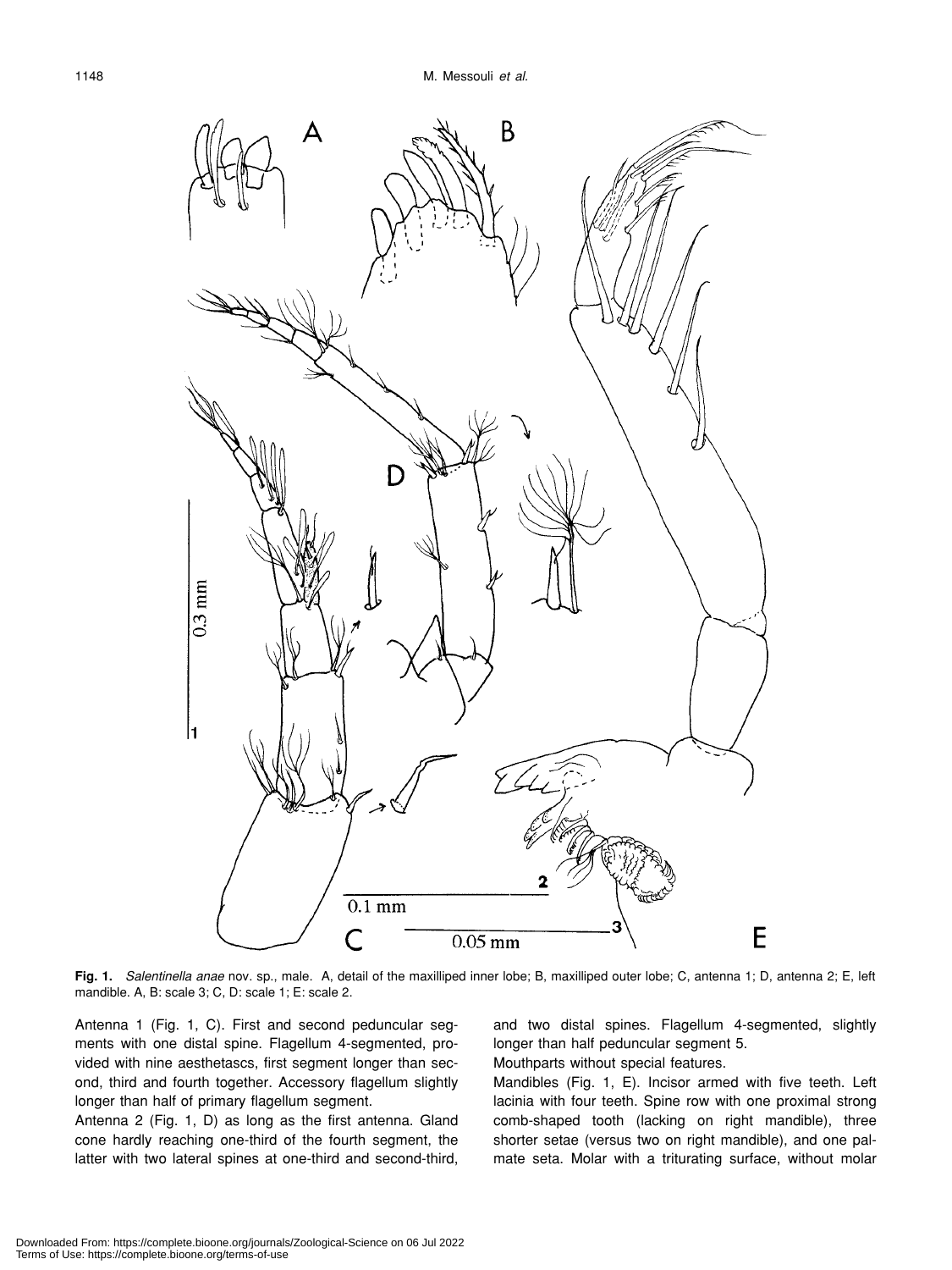**Fig. 1.** *Salentinella anae* nov. sp., male. A, detail of the maxilliped inner lobe; B, maxilliped outer lobe; C, antenna 1; D, antenna 2; E, left mandible. A, B: scale 3; C, D: scale 1; E: scale 2.

Antenna 1 (Fig. 1, C). First and second peduncular segments with one distal spine. Flagellum 4-segmented, provided with nine aesthetascs, first segment longer than second, third and fourth together. Accessory flagellum slightly longer than half of primary flagellum segment.

Antenna 2 (Fig. 1, D) as long as the first antenna. Gland cone hardly reaching one-third of the fourth segment, the latter with two lateral spines at one-third and second-third, and two distal spines. Flagellum 4-segmented, slightly longer than half peduncular segment 5.

Mouthparts without special features.

Mandibles (Fig. 1, E). Incisor armed with five teeth. Left lacinia with four teeth. Spine row with one proximal strong comb-shaped tooth (lacking on right mandible), three shorter setae (versus two on right mandible), and one palmate seta. Molar with a triturating surface, without molar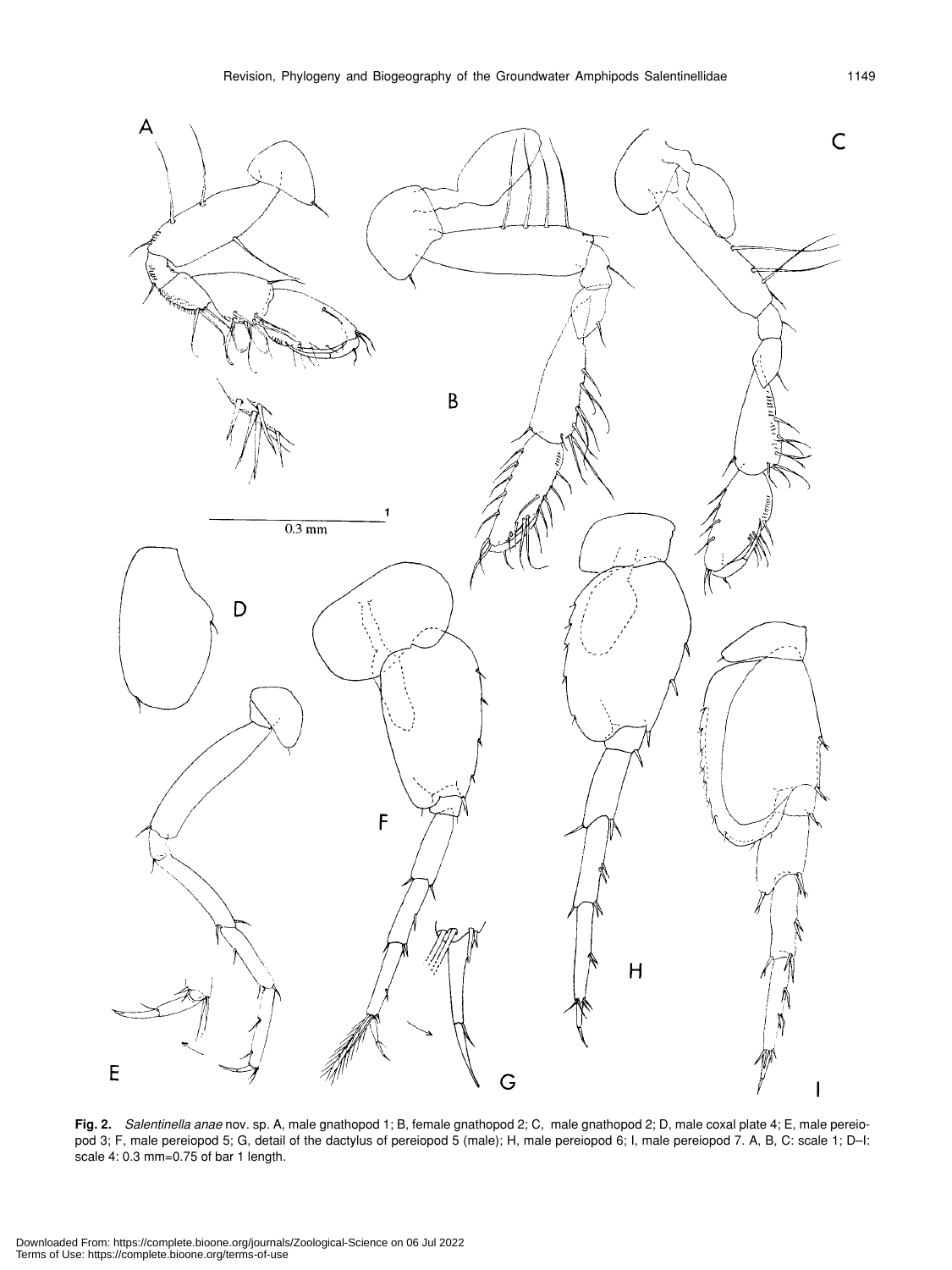**Fig. 2.** *Salentinella anae* nov. sp. A, male gnathopod 1; B, female gnathopod 2; C, male gnathopod 2; D, male coxal plate 4; E, male pereiopod 3; F, male pereiopod 5; G, detail of the dactylus of pereiopod 5 (male); H, male pereiopod 6; I, male pereiopod 7. A, B, C: scale 1; D–I: scale 4: 0.3 mm=0.75 of bar 1 length.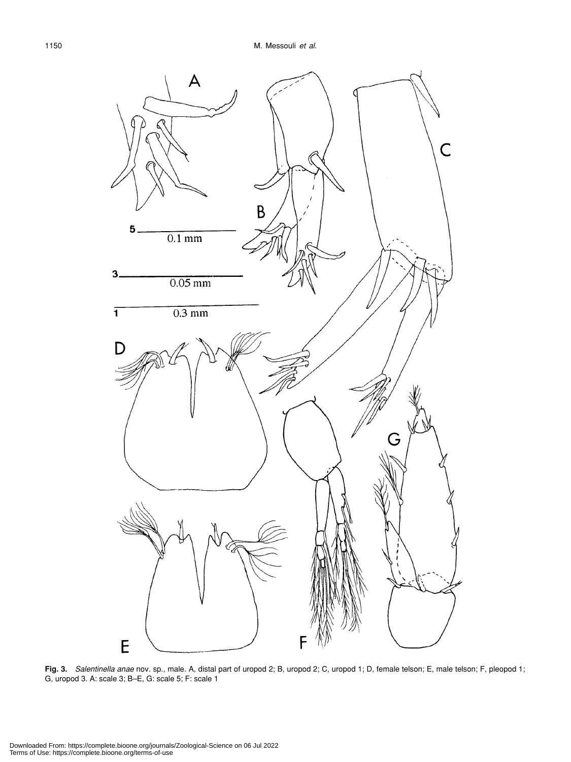**Fig. 3.** *Salentinella anae* nov. sp., male. A, distal part of uropod 2; B, uropod 2; C, uropod 1; D, female telson; E, male telson; F, pleopod 1; G, uropod 3. A: scale 3; B–E, G: scale 5; F: scale 1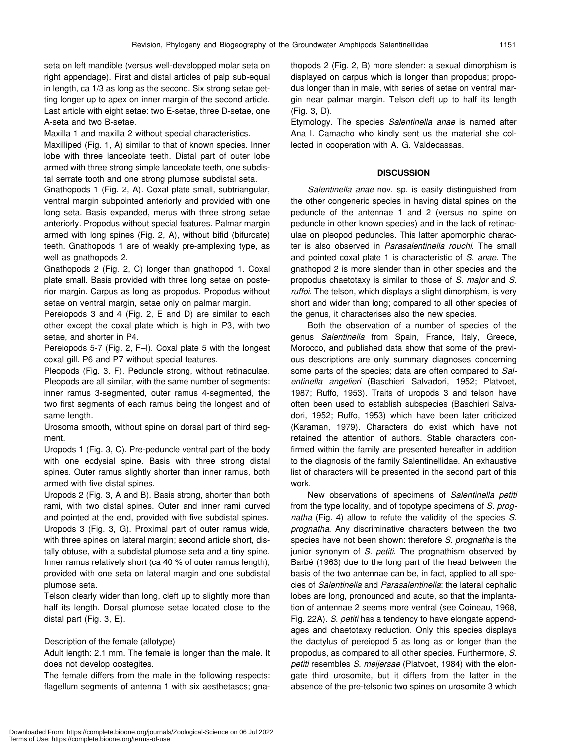seta on left mandible (versus well-developped molar seta on right appendage). First and distal articles of palp sub-equal in length, ca 1/3 as long as the second. Six strong setae getting longer up to apex on inner margin of the second article. Last article with eight setae: two E-setae, three D-setae, one A-seta and two B-setae.

Maxilla 1 and maxilla 2 without special characteristics.

Maxilliped (Fig. 1, A) similar to that of known species. Inner lobe with three lanceolate teeth. Distal part of outer lobe armed with three strong simple lanceolate teeth, one subdistal serrate tooth and one strong plumose subdistal seta.

Gnathopods 1 (Fig. 2, A). Coxal plate small, subtriangular, ventral margin subpointed anteriorly and provided with one long seta. Basis expanded, merus with three strong setae anteriorly. Propodus without special features. Palmar margin armed with long spines (Fig. 2, A), without bifid (bifurcate) teeth. Gnathopods 1 are of weakly pre-amplexing type, as well as gnathopods 2.

Gnathopods 2 (Fig. 2, C) longer than gnathopod 1. Coxal plate small. Basis provided with three long setae on posterior margin. Carpus as long as propodus. Propodus without setae on ventral margin, setae only on palmar margin.

Pereiopods 3 and 4 (Fig. 2, E and D) are similar to each other except the coxal plate which is high in P3, with two setae, and shorter in P4.

Pereiopods 5-7 (Fig. 2, F–I). Coxal plate 5 with the longest coxal gill. P6 and P7 without special features.

Pleopods (Fig. 3, F). Peduncle strong, without retinaculae. Pleopods are all similar, with the same number of segments: inner ramus 3-segmented, outer ramus 4-segmented, the two first segments of each ramus being the longest and of same length.

Urosoma smooth, without spine on dorsal part of third segment.

Uropods 1 (Fig. 3, C). Pre-peduncle ventral part of the body with one ecdysial spine. Basis with three strong distal spines. Outer ramus slightly shorter than inner ramus, both armed with five distal spines.

Uropods 2 (Fig. 3, A and B). Basis strong, shorter than both rami, with two distal spines. Outer and inner rami curved and pointed at the end, provided with five subdistal spines.

Uropods 3 (Fig. 3, G). Proximal part of outer ramus wide, with three spines on lateral margin; second article short, distally obtuse, with a subdistal plumose seta and a tiny spine. Inner ramus relatively short (ca 40 % of outer ramus length), provided with one seta on lateral margin and one subdistal plumose seta.

Telson clearly wider than long, cleft up to slightly more than half its length. Dorsal plumose setae located close to the distal part (Fig. 3, E).

Description of the female (allotype)

Adult length: 2.1 mm. The female is longer than the male. It does not develop oostegites.

The female differs from the male in the following respects: flagellum segments of antenna 1 with six aesthetascs; gnathopods 2 (Fig. 2, B) more slender: a sexual dimorphism is displayed on carpus which is longer than propodus; propodus longer than in male, with series of setae on ventral margin near palmar margin. Telson cleft up to half its length (Fig. 3, D).

Etymology. The species *Salentinella anae* is named after Ana I. Camacho who kindly sent us the material she collected in cooperation with A. G. Valdecassas.

## DISCUSSION

*Salentinella anae* nov. sp. is easily distinguished from the other congeneric species in having distal spines on the peduncle of the antennae 1 and 2 (versus no spine on peduncle in other known species) and in the lack of retinaculae on pleopod peduncles. This latter apomorphic character is also observed in *Parasalentinella rouchi*. The small and pointed coxal plate 1 is characteristic of *S. anae*. The gnathopod 2 is more slender than in other species and the propodus chaetotaxy is similar to those of *S. major* and *S. ruffoi*. The telson, which displays a slight dimorphism, is very short and wider than long; compared to all other species of the genus, it characterises also the new species.

Both the observation of a number of species of the genus *Salentinella* from Spain, France, Italy, Greece, Morocco, and published data show that some of the previous descriptions are only summary diagnoses concerning some parts of the species; data are often compared to *Salentinella angelieri* (Baschieri Salvadori, 1952; Platvoet, 1987; Ruffo, 1953). Traits of uropods 3 and telson have often been used to establish subspecies (Baschieri Salvadori, 1952; Ruffo, 1953) which have been later criticized (Karaman, 1979). Characters do exist which have not retained the attention of authors. Stable characters confirmed within the family are presented hereafter in addition to the diagnosis of the family Salentinellidae. An exhaustive list of characters will be presented in the second part of this work.

New observations of specimens of *Salentinella petiti* from the type locality, and of topotype specimens of *S. prognatha* (Fig. 4) allow to refute the validity of the species *S. prognatha*. Any discriminative characters between the two species have not been shown: therefore *S. prognatha* is the junior synonym of *S. petiti*. The prognathism observed by Barbé (1963) due to the long part of the head between the basis of the two antennae can be, in fact, applied to all species of *Salentinella* and *Parasalentinella*: the lateral cephalic lobes are long, pronounced and acute, so that the implantation of antennae 2 seems more ventral (see Coineau, 1968, Fig. 22A). *S. petiti* has a tendency to have elongate appendages and chaetotaxy reduction. Only this species displays the dactylus of pereiopod 5 as long as or longer than the propodus, as compared to all other species. Furthermore, *S. petiti* resembles *S. meijersae* (Platvoet, 1984) with the elongate third urosomite, but it differs from the latter in the absence of the pre-telsonic two spines on urosomite 3 which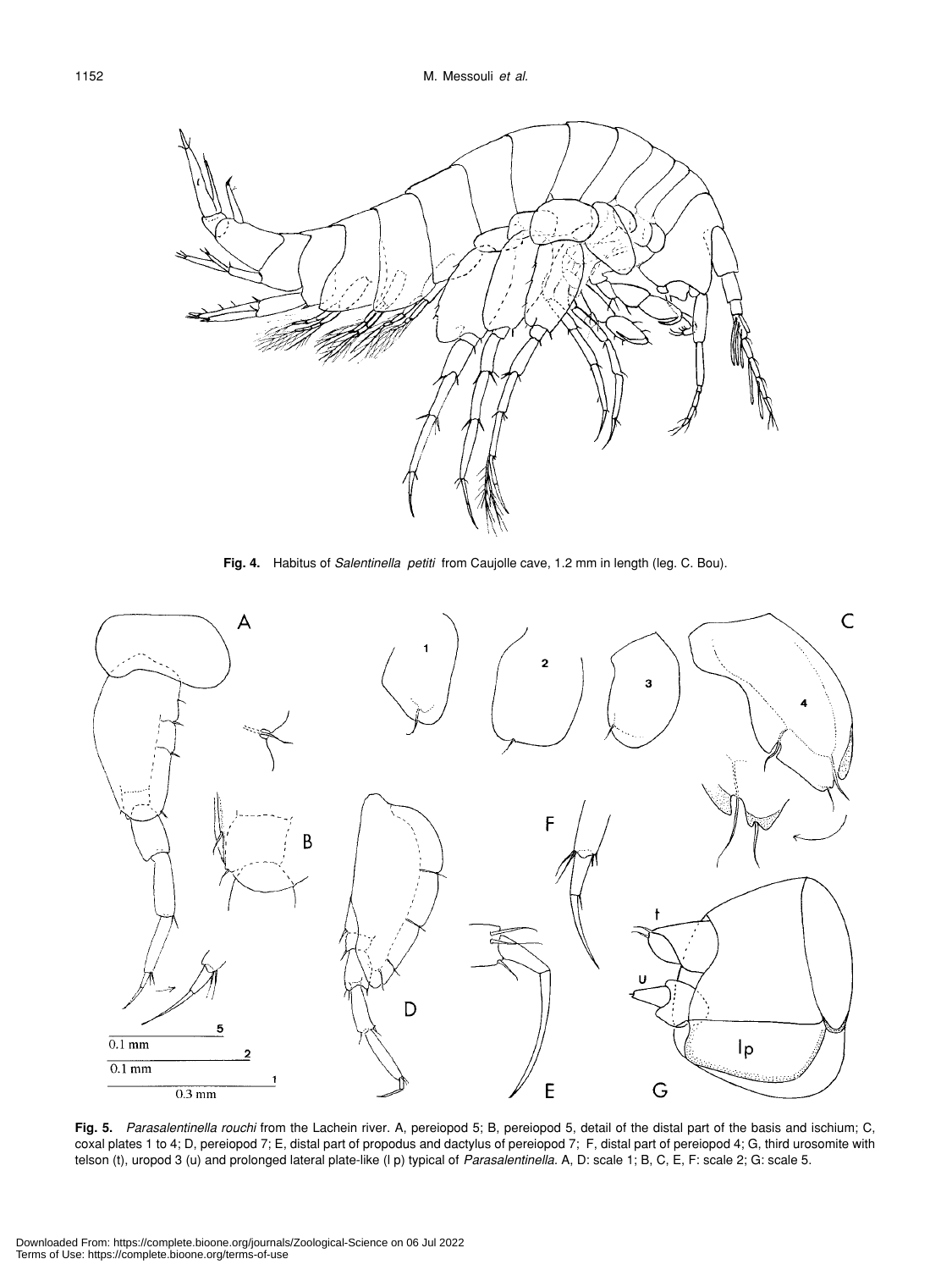**Fig. 4.** Habitus of *Salentinella petiti* from Caujolle cave, 1.2 mm in length (leg. C. Bou).

**Fig. 5.** *Parasalentinella rouchi* from the Lachein river. A, pereiopod 5; B, pereiopod 5, detail of the distal part of the basis and ischium; C, coxal plates 1 to 4; D, pereiopod 7; E, distal part of propodus and dactylus of pereiopod 7; F, distal part of pereiopod 4; G, third urosomite with telson (t), uropod 3 (u) and prolonged lateral plate-like (l p) typical of *Parasalentinella*. A, D: scale 1; B, C, E, F: scale 2; G: scale 5.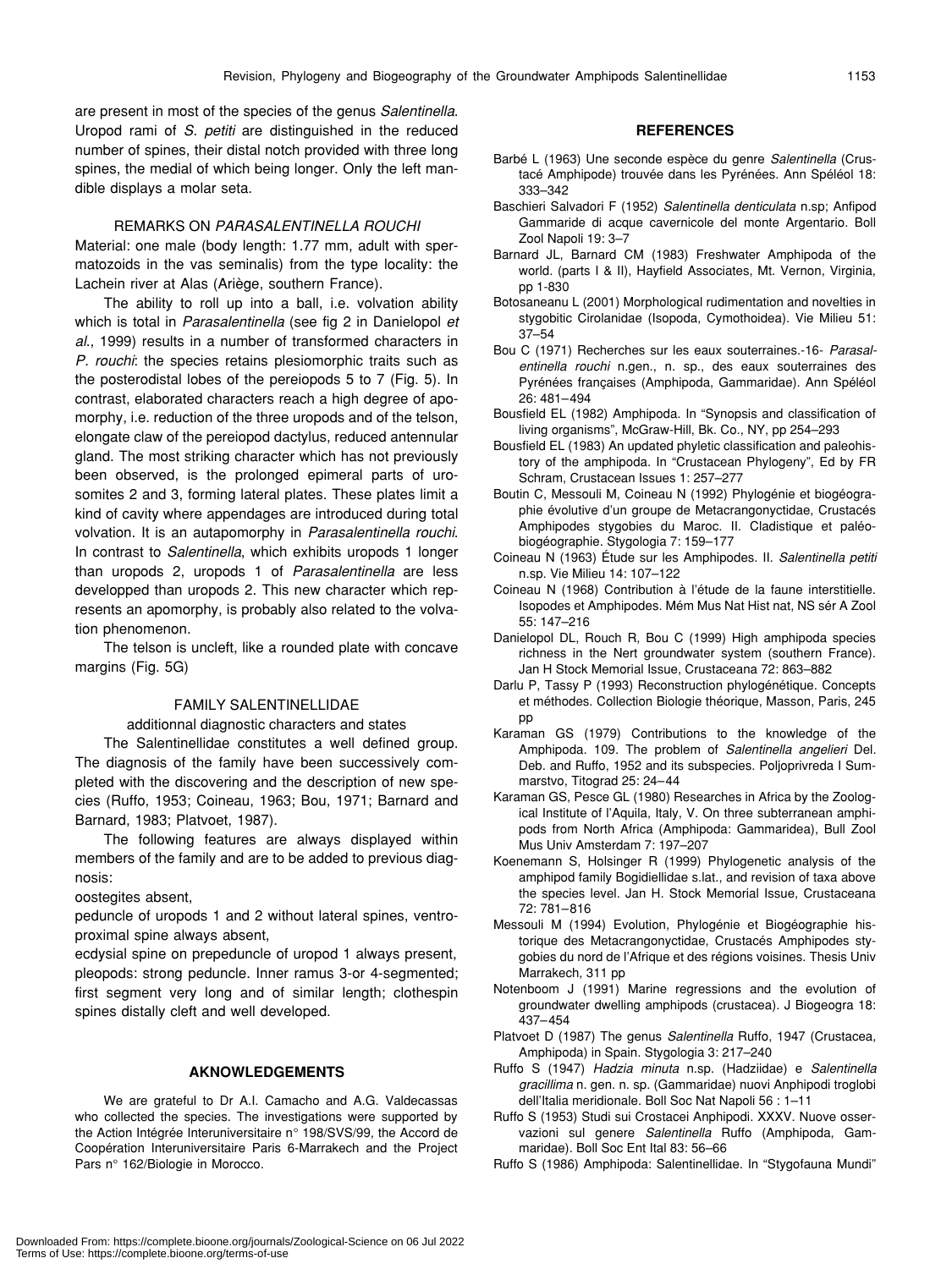are present in most of the species of the genus *Salentinella*. Uropod rami of *S. petiti* are distinguished in the reduced number of spines, their distal notch provided with three long spines, the medial of which being longer. Only the left mandible displays a molar seta.

### REMARKS ON *PARASALENTINELLA ROUCHI*

Material: one male (body length: 1.77 mm, adult with spermatozoids in the vas seminalis) from the type locality: the Lachein river at Alas (Ariège, southern France).

The ability to roll up into a ball, i.e. volvation ability which is total in *Parasalentinella* (see fig 2 in Danielopol *et al.*, 1999) results in a number of transformed characters in *P. rouchi*: the species retains plesiomorphic traits such as the posterodistal lobes of the pereiopods 5 to 7 (Fig. 5). In contrast, elaborated characters reach a high degree of apomorphy, i.e. reduction of the three uropods and of the telson, elongate claw of the pereiopod dactylus, reduced antennular gland. The most striking character which has not previously been observed, is the prolonged epimeral parts of urosomites 2 and 3, forming lateral plates. These plates limit a kind of cavity where appendages are introduced during total volvation. It is an autapomorphy in *Parasalentinella rouchi*. In contrast to *Salentinella*, which exhibits uropods 1 longer than uropods 2, uropods 1 of *Parasalentinella* are less developped than uropods 2. This new character which represents an apomorphy, is probably also related to the volvation phenomenon.

The telson is uncleft, like a rounded plate with concave margins (Fig. 5G)

### FAMILY SALENTINELLIDAE

additionnal diagnostic characters and states

The Salentinellidae constitutes a well defined group. The diagnosis of the family have been successively completed with the discovering and the description of new species (Ruffo, 1953; Coineau, 1963; Bou, 1971; Barnard and Barnard, 1983; Platvoet, 1987).

The following features are always displayed within members of the family and are to be added to previous diagnosis:

oostegites absent,

peduncle of uropods 1 and 2 without lateral spines, ventroproximal spine always absent,

ecdysial spine on prepeduncle of uropod 1 always present,

pleopods: strong peduncle. Inner ramus 3-or 4-segmented; first segment very long and of similar length; clothespin spines distally cleft and well developed.

## AKNOWLEDGEMENTS

We are grateful to Dr A.I. Camacho and A.G. Valdecassas who collected the species. The investigations were supported by the Action Intégrée Interuniversitaire n° 198/SVS/99, the Accord de Coopération Interuniversitaire Paris 6-Marrakech and the Project Pars n° 162/Biologie in Morocco.

## REFERENCES

Barbé L (1963) Une seconde espèce du genre *Salentinella* (Crustacé Amphipode) trouvée dans les Pyrénées. Ann Spéléol 18: 333–342

Baschieri Salvadori F (1952) *Salentinella denticulata* n.sp; Anfipod Gammaride di acque cavernicole del monte Argentario. Boll Zool Napoli 19: 3–7

Barnard JL, Barnard CM (1983) Freshwater Amphipoda of the world. (parts I & II), Hayfield Associates, Mt. Vernon, Virginia, pp 1-830

Botosaneanu L (2001) Morphological rudimentation and novelties in stygobitic Cirolanidae (Isopoda, Cymothoidea). Vie Milieu 51: 37–54

Bou C (1971) Recherches sur les eaux souterraines.-16- *Parasalentinella rouchi* n.gen., n. sp., des eaux souterraines des Pyrénées françaises (Amphipoda, Gammaridae). Ann Spéléol 26: 481–494

Bousfield EL (1982) Amphipoda. In "Synopsis and classification of living organisms", McGraw-Hill, Bk. Co., NY, pp 254–293

Bousfield EL (1983) An updated phyletic classification and paleohistory of the amphipoda. In "Crustacean Phylogeny", Ed by FR Schram, Crustacean Issues 1: 257–277

Boutin C, Messouli M, Coineau N (1992) Phylogénie et biogéographie évolutive d'un groupe de Metacrangonyctidae, Crustacés Amphipodes stygobies du Maroc. II. Cladistique et paléobiogéographie. Stygologia 7: 159–177

Coineau N (1963) Étude sur les Amphipodes. II. *Salentinella petiti* n.sp. Vie Milieu 14: 107–122

Coineau N (1968) Contribution à l'étude de la faune interstitielle. Isopodes et Amphipodes. Mém Mus Nat Hist nat, NS sér A Zool 55: 147–216

Danielopol DL, Rouch R, Bou C (1999) High amphipoda species richness in the Nert groundwater system (southern France). Jan H Stock Memorial Issue, Crustaceana 72: 863–882

Darlu P, Tassy P (1993) Reconstruction phylogénétique. Concepts et méthodes. Collection Biologie théorique, Masson, Paris, 245 pp

Karaman GS (1979) Contributions to the knowledge of the Amphipoda. 109. The problem of *Salentinella angelieri* Del. Deb. and Ruffo, 1952 and its subspecies. Poljoprivreda I Sumarstvo, Titograd 25: 24–44

Karaman GS, Pesce GL (1980) Researches in Africa by the Zoological Institute of l'Aquila, Italy, V. On three subterranean amphipods from North Africa (Amphipoda: Gammaridea), Bull Zool Mus Univ Amsterdam 7: 197–207

Koenemann S, Holsinger R (1999) Phylogenetic analysis of the amphipod family Bogidiellidae s.lat., and revision of taxa above the species level. Jan H. Stock Memorial Issue, Crustaceana 72: 781–816

Messouli M (1994) Evolution, Phylogénie et Biogéographie historique des Metacrangonyctidae, Crustacés Amphipodes stygobies du nord de l'Afrique et des régions voisines. Thesis Univ Marrakech, 311 pp

Notenboom J (1991) Marine regressions and the evolution of groundwater dwelling amphipods (crustacea). J Biogeogra 18: 437–454

Platvoet D (1987) The genus *Salentinella* Ruffo, 1947 (Crustacea, Amphipoda) in Spain. Stygologia 3: 217–240

Ruffo S (1947) *Hadzia minuta* n.sp. (Hadziidae) e *Salentinella gracillima* n. gen. n. sp. (Gammaridae) nuovi Anphipodi troglobi dell'Italia meridionale. Boll Soc Nat Napoli 56 : 1–11

Ruffo S (1953) Studi sui Crostacei Anphipodi. XXXV. Nuove osservazioni sul genere *Salentinella* Ruffo (Amphipoda, Gammaridae). Boll Soc Ent Ital 83: 56–66

Ruffo S (1986) Amphipoda: Salentinellidae. In "Stygofauna Mundi"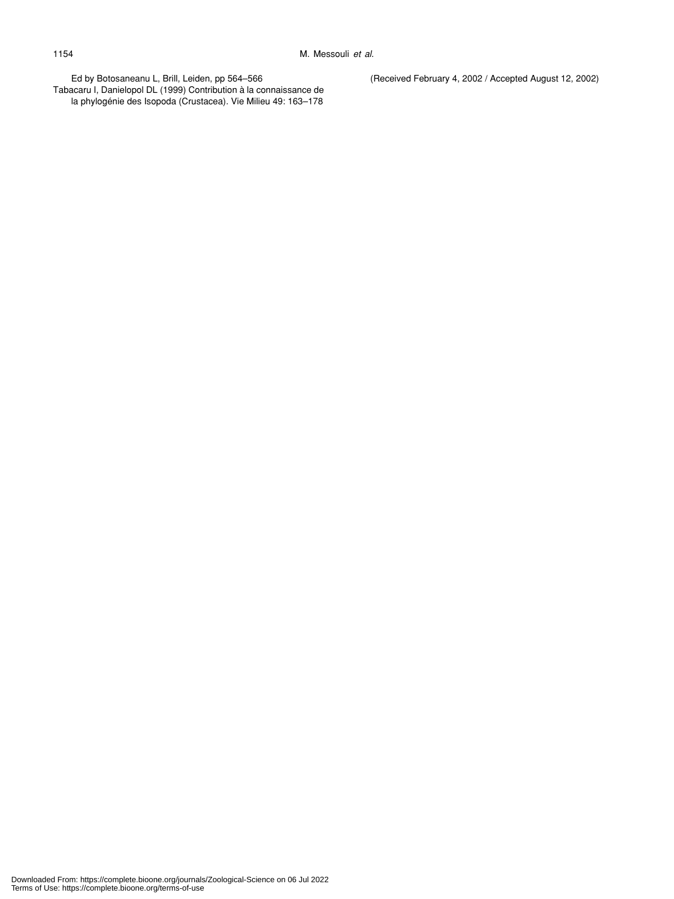Ed by Botosaneanu L, Brill, Leiden, pp 564–566

Tabacaru I, Danielopol DL (1999) Contribution à la connaissance de la phylogénie des Isopoda (Crustacea). Vie Milieu 49: 163–178

(Received February 4, 2002 / Accepted August 12, 2002)